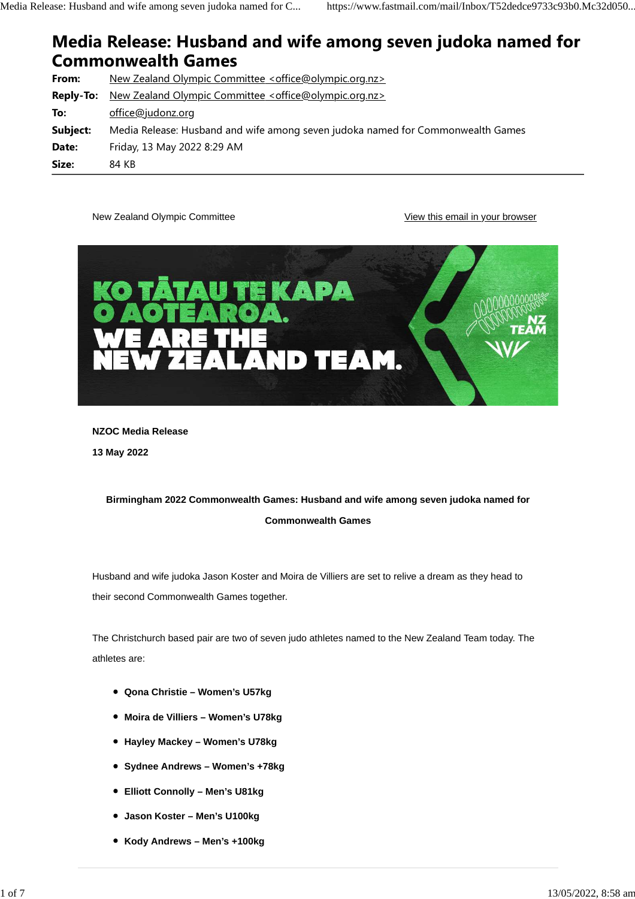# Media Release: Husband and wife among seven judoka named for Commonwealth Games

**From:** New Zealand Olympic Committee <office@olympic.org.nz>
**Reply-To:** New Zealand Olympic Committee <office@olympic.org.nz>
**To:** office@judonz.org
**Subject:** Media Release: Husband and wife among seven judoka named for Commonwealth Games
**Date:** Friday, 13 May 2022 8:29 AM
**Size:** 84 KB

New Zealand Olympic Committee

View this email in your browser

KO TĀTAU TE KAPA O AOTEAROA.
WE ARE THE NEW ZEALAND TEAM.

NZ TEAM

**NZOC Media Release**

**13 May 2022**

**Birmingham 2022 Commonwealth Games: Husband and wife among seven judoka named for Commonwealth Games**

Husband and wife judoka Jason Koster and Moira de Villiers are set to relive a dream as they head to their second Commonwealth Games together.

The Christchurch based pair are two of seven judo athletes named to the New Zealand Team today. The athletes are:

- **Qona Christie – Women's U57kg**
- **Moira de Villiers – Women's U78kg**
- **Hayley Mackey – Women's U78kg**
- **Sydnee Andrews – Women's +78kg**
- **Elliott Connolly – Men's U81kg**
- **Jason Koster – Men's U100kg**
- **Kody Andrews – Men's +100kg**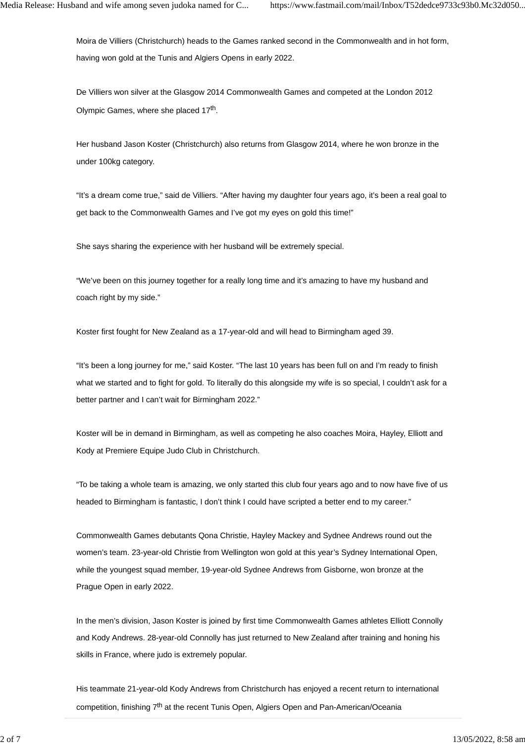Moira de Villiers (Christchurch) heads to the Games ranked second in the Commonwealth and in hot form, having won gold at the Tunis and Algiers Opens in early 2022.

De Villiers won silver at the Glasgow 2014 Commonwealth Games and competed at the London 2012 Olympic Games, where she placed 17th.

Her husband Jason Koster (Christchurch) also returns from Glasgow 2014, where he won bronze in the under 100kg category.

"It's a dream come true," said de Villiers. "After having my daughter four years ago, it's been a real goal to get back to the Commonwealth Games and I've got my eyes on gold this time!"

She says sharing the experience with her husband will be extremely special.

"We've been on this journey together for a really long time and it's amazing to have my husband and coach right by my side."

Koster first fought for New Zealand as a 17-year-old and will head to Birmingham aged 39.

"It's been a long journey for me," said Koster. "The last 10 years has been full on and I'm ready to finish what we started and to fight for gold. To literally do this alongside my wife is so special, I couldn't ask for a better partner and I can't wait for Birmingham 2022."

Koster will be in demand in Birmingham, as well as competing he also coaches Moira, Hayley, Elliott and Kody at Premiere Equipe Judo Club in Christchurch.

"To be taking a whole team is amazing, we only started this club four years ago and to now have five of us headed to Birmingham is fantastic, I don't think I could have scripted a better end to my career."

Commonwealth Games debutants Qona Christie, Hayley Mackey and Sydnee Andrews round out the women's team. 23-year-old Christie from Wellington won gold at this year's Sydney International Open, while the youngest squad member, 19-year-old Sydnee Andrews from Gisborne, won bronze at the Prague Open in early 2022.

In the men's division, Jason Koster is joined by first time Commonwealth Games athletes Elliott Connolly and Kody Andrews. 28-year-old Connolly has just returned to New Zealand after training and honing his skills in France, where judo is extremely popular.

His teammate 21-year-old Kody Andrews from Christchurch has enjoyed a recent return to international competition, finishing 7th at the recent Tunis Open, Algiers Open and Pan-American/Oceania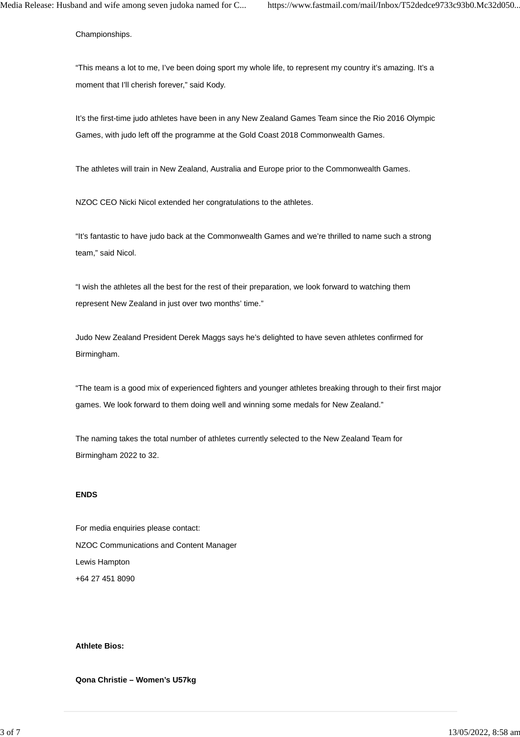Championships.

“This means a lot to me, I’ve been doing sport my whole life, to represent my country it’s amazing. It’s a moment that I’ll cherish forever,” said Kody.

It’s the first-time judo athletes have been in any New Zealand Games Team since the Rio 2016 Olympic Games, with judo left off the programme at the Gold Coast 2018 Commonwealth Games.

The athletes will train in New Zealand, Australia and Europe prior to the Commonwealth Games.

NZOC CEO Nicki Nicol extended her congratulations to the athletes.

“It’s fantastic to have judo back at the Commonwealth Games and we’re thrilled to name such a strong team,” said Nicol.

“I wish the athletes all the best for the rest of their preparation, we look forward to watching them represent New Zealand in just over two months’ time.”

Judo New Zealand President Derek Maggs says he’s delighted to have seven athletes confirmed for Birmingham.

“The team is a good mix of experienced fighters and younger athletes breaking through to their first major games. We look forward to them doing well and winning some medals for New Zealand.”

The naming takes the total number of athletes currently selected to the New Zealand Team for Birmingham 2022 to 32.

**ENDS**

For media enquiries please contact:
NZOC Communications and Content Manager
Lewis Hampton
+64 27 451 8090

**Athlete Bios:**

**Qona Christie – Women’s U57kg**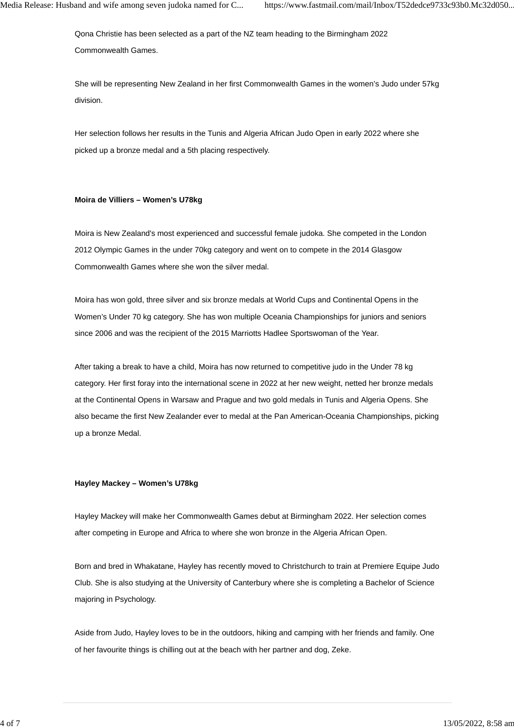Qona Christie has been selected as a part of the NZ team heading to the Birmingham 2022 Commonwealth Games.

She will be representing New Zealand in her first Commonwealth Games in the women's Judo under 57kg division.

Her selection follows her results in the Tunis and Algeria African Judo Open in early 2022 where she picked up a bronze medal and a 5th placing respectively.

**Moira de Villiers – Women's U78kg**

Moira is New Zealand's most experienced and successful female judoka. She competed in the London 2012 Olympic Games in the under 70kg category and went on to compete in the 2014 Glasgow Commonwealth Games where she won the silver medal.

Moira has won gold, three silver and six bronze medals at World Cups and Continental Opens in the Women's Under 70 kg category. She has won multiple Oceania Championships for juniors and seniors since 2006 and was the recipient of the 2015 Marriotts Hadlee Sportswoman of the Year.

After taking a break to have a child, Moira has now returned to competitive judo in the Under 78 kg category. Her first foray into the international scene in 2022 at her new weight, netted her bronze medals at the Continental Opens in Warsaw and Prague and two gold medals in Tunis and Algeria Opens. She also became the first New Zealander ever to medal at the Pan American-Oceania Championships, picking up a bronze Medal.

**Hayley Mackey – Women's U78kg**

Hayley Mackey will make her Commonwealth Games debut at Birmingham 2022. Her selection comes after competing in Europe and Africa to where she won bronze in the Algeria African Open.

Born and bred in Whakatane, Hayley has recently moved to Christchurch to train at Premiere Equipe Judo Club. She is also studying at the University of Canterbury where she is completing a Bachelor of Science majoring in Psychology.

Aside from Judo, Hayley loves to be in the outdoors, hiking and camping with her friends and family. One of her favourite things is chilling out at the beach with her partner and dog, Zeke.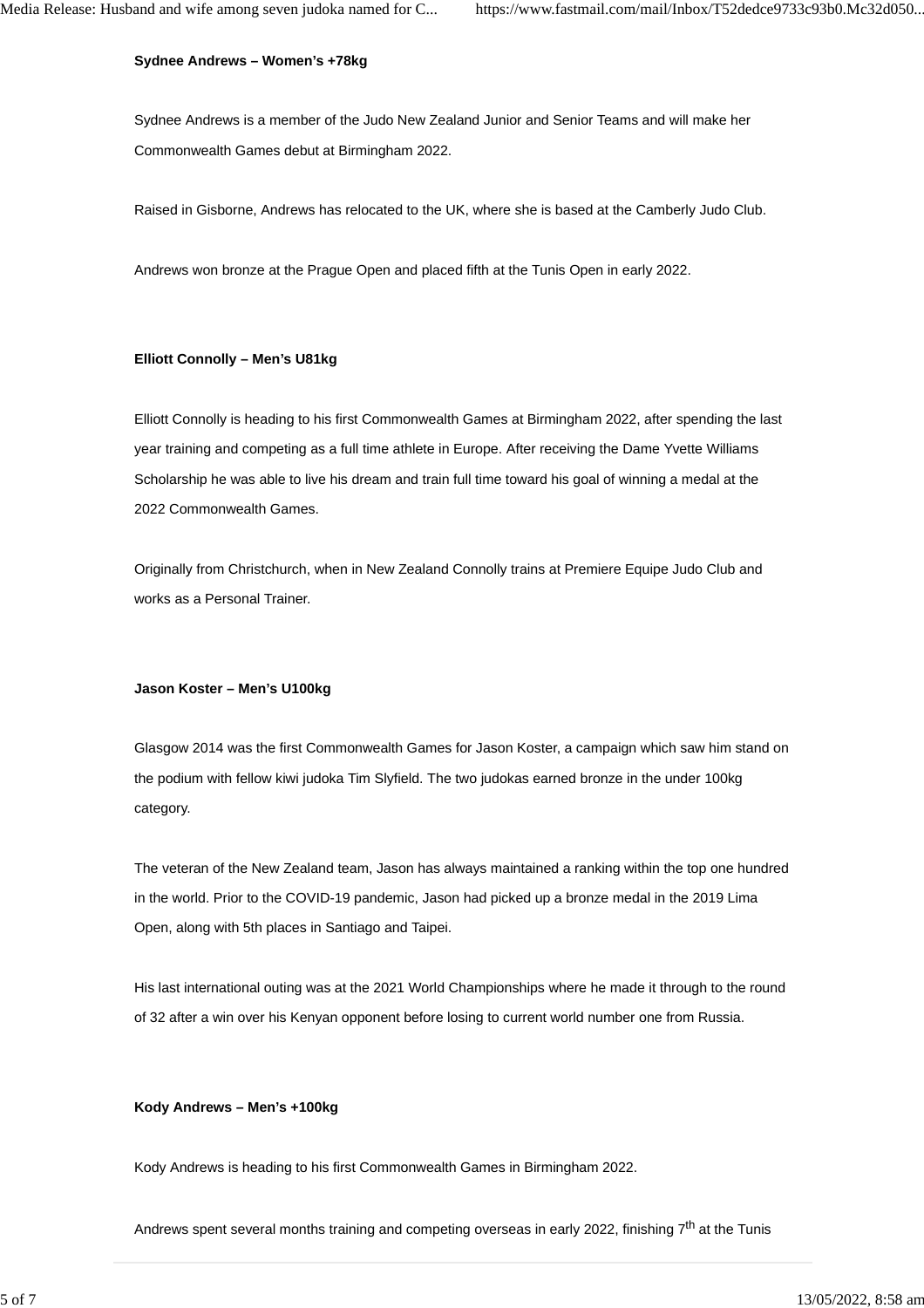**Sydnee Andrews – Women's +78kg**

Sydnee Andrews is a member of the Judo New Zealand Junior and Senior Teams and will make her Commonwealth Games debut at Birmingham 2022.

Raised in Gisborne, Andrews has relocated to the UK, where she is based at the Camberly Judo Club.

Andrews won bronze at the Prague Open and placed fifth at the Tunis Open in early 2022.

**Elliott Connolly – Men's U81kg**

Elliott Connolly is heading to his first Commonwealth Games at Birmingham 2022, after spending the last year training and competing as a full time athlete in Europe. After receiving the Dame Yvette Williams Scholarship he was able to live his dream and train full time toward his goal of winning a medal at the 2022 Commonwealth Games.

Originally from Christchurch, when in New Zealand Connolly trains at Premiere Equipe Judo Club and works as a Personal Trainer.

**Jason Koster – Men's U100kg**

Glasgow 2014 was the first Commonwealth Games for Jason Koster, a campaign which saw him stand on the podium with fellow kiwi judoka Tim Slyfield. The two judokas earned bronze in the under 100kg category.

The veteran of the New Zealand team, Jason has always maintained a ranking within the top one hundred in the world. Prior to the COVID-19 pandemic, Jason had picked up a bronze medal in the 2019 Lima Open, along with 5th places in Santiago and Taipei.

His last international outing was at the 2021 World Championships where he made it through to the round of 32 after a win over his Kenyan opponent before losing to current world number one from Russia.

**Kody Andrews – Men's +100kg**

Kody Andrews is heading to his first Commonwealth Games in Birmingham 2022.

Andrews spent several months training and competing overseas in early 2022, finishing 7th at the Tunis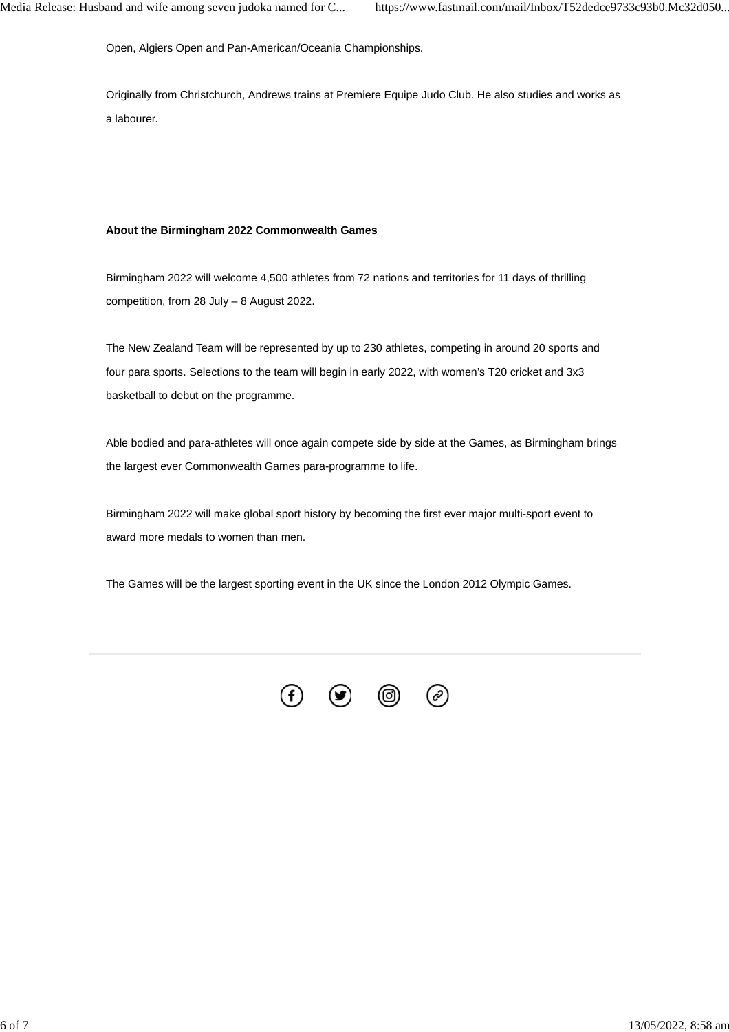Open, Algiers Open and Pan-American/Oceania Championships.

Originally from Christchurch, Andrews trains at Premiere Equipe Judo Club. He also studies and works as a labourer.

**About the Birmingham 2022 Commonwealth Games**

Birmingham 2022 will welcome 4,500 athletes from 72 nations and territories for 11 days of thrilling competition, from 28 July – 8 August 2022.

The New Zealand Team will be represented by up to 230 athletes, competing in around 20 sports and four para sports. Selections to the team will begin in early 2022, with women's T20 cricket and 3x3 basketball to debut on the programme.

Able bodied and para-athletes will once again compete side by side at the Games, as Birmingham brings the largest ever Commonwealth Games para-programme to life.

Birmingham 2022 will make global sport history by becoming the first ever major multi-sport event to award more medals to women than men.

The Games will be the largest sporting event in the UK since the London 2012 Olympic Games.